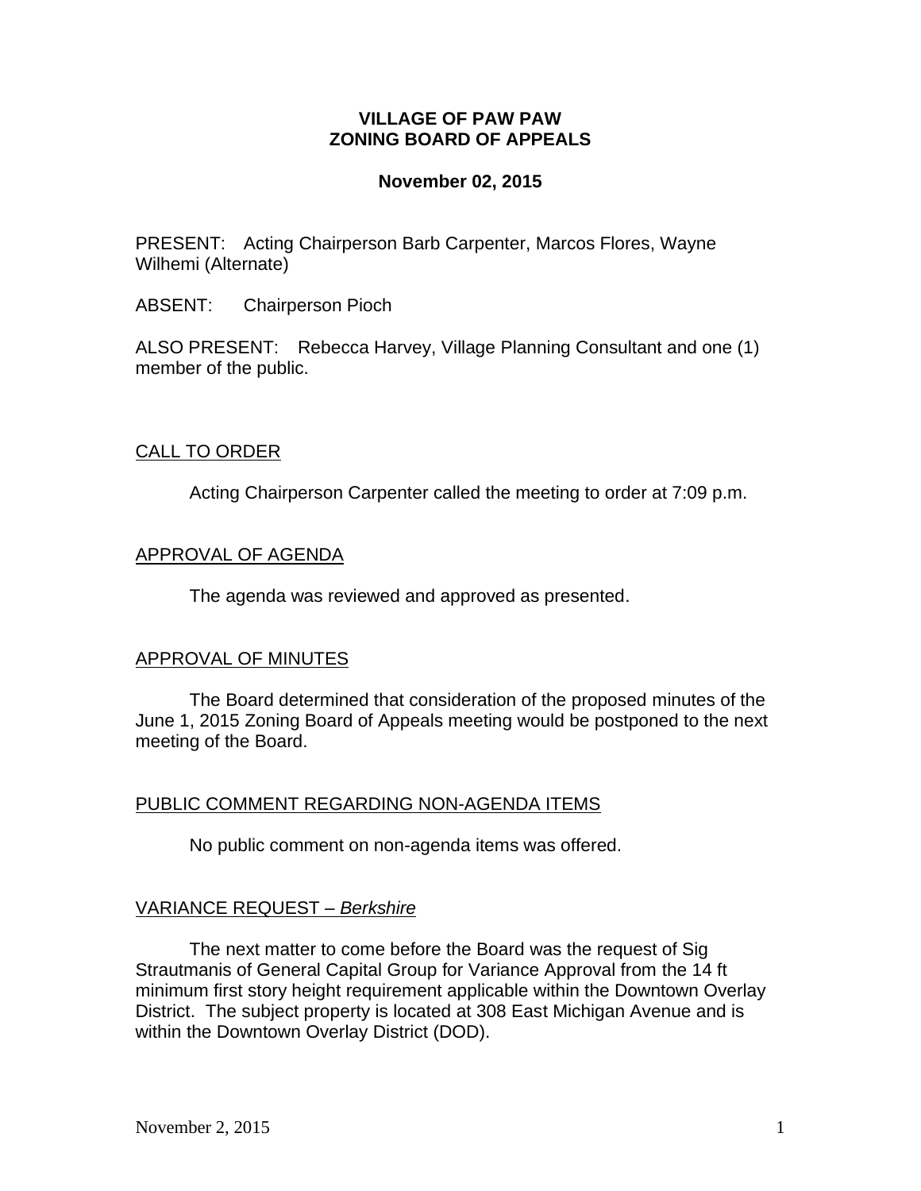**VILLAGE OF PAW PAW**
**ZONING BOARD OF APPEALS**

**November 02, 2015**

PRESENT: Acting Chairperson Barb Carpenter, Marcos Flores, Wayne Wilhemi (Alternate)

ABSENT: Chairperson Pioch

ALSO PRESENT: Rebecca Harvey, Village Planning Consultant and one (1) member of the public.

## CALL TO ORDER

Acting Chairperson Carpenter called the meeting to order at 7:09 p.m.

## APPROVAL OF AGENDA

The agenda was reviewed and approved as presented.

## APPROVAL OF MINUTES

The Board determined that consideration of the proposed minutes of the June 1, 2015 Zoning Board of Appeals meeting would be postponed to the next meeting of the Board.

## PUBLIC COMMENT REGARDING NON-AGENDA ITEMS

No public comment on non-agenda items was offered.

## VARIANCE REQUEST – *Berkshire*

The next matter to come before the Board was the request of Sig Strautmanis of General Capital Group for Variance Approval from the 14 ft minimum first story height requirement applicable within the Downtown Overlay District. The subject property is located at 308 East Michigan Avenue and is within the Downtown Overlay District (DOD).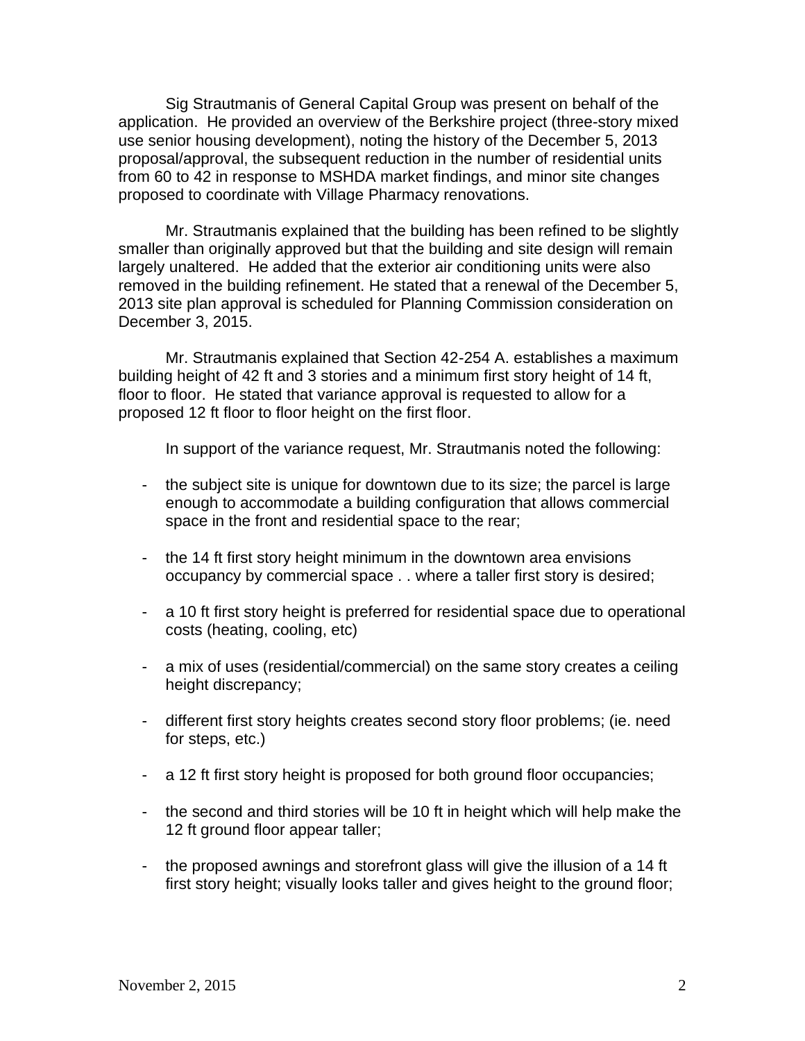Sig Strautmanis of General Capital Group was present on behalf of the application. He provided an overview of the Berkshire project (three-story mixed use senior housing development), noting the history of the December 5, 2013 proposal/approval, the subsequent reduction in the number of residential units from 60 to 42 in response to MSHDA market findings, and minor site changes proposed to coordinate with Village Pharmacy renovations.

Mr. Strautmanis explained that the building has been refined to be slightly smaller than originally approved but that the building and site design will remain largely unaltered. He added that the exterior air conditioning units were also removed in the building refinement. He stated that a renewal of the December 5, 2013 site plan approval is scheduled for Planning Commission consideration on December 3, 2015.

Mr. Strautmanis explained that Section 42-254 A. establishes a maximum building height of 42 ft and 3 stories and a minimum first story height of 14 ft, floor to floor. He stated that variance approval is requested to allow for a proposed 12 ft floor to floor height on the first floor.

In support of the variance request, Mr. Strautmanis noted the following:

- the subject site is unique for downtown due to its size; the parcel is large enough to accommodate a building configuration that allows commercial space in the front and residential space to the rear;

- the 14 ft first story height minimum in the downtown area envisions occupancy by commercial space . . where a taller first story is desired;

- a 10 ft first story height is preferred for residential space due to operational costs (heating, cooling, etc)

- a mix of uses (residential/commercial) on the same story creates a ceiling height discrepancy;

- different first story heights creates second story floor problems; (ie. need for steps, etc.)

- a 12 ft first story height is proposed for both ground floor occupancies;

- the second and third stories will be 10 ft in height which will help make the 12 ft ground floor appear taller;

- the proposed awnings and storefront glass will give the illusion of a 14 ft first story height; visually looks taller and gives height to the ground floor;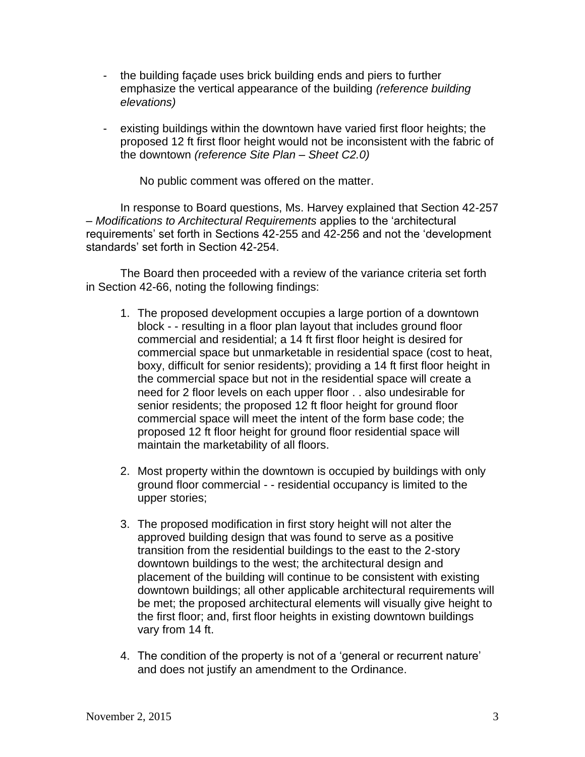- the building façade uses brick building ends and piers to further emphasize the vertical appearance of the building *(reference building elevations)*

- existing buildings within the downtown have varied first floor heights; the proposed 12 ft first floor height would not be inconsistent with the fabric of the downtown *(reference Site Plan – Sheet C2.0)*

No public comment was offered on the matter.

In response to Board questions, Ms. Harvey explained that Section 42-257 – *Modifications to Architectural Requirements* applies to the 'architectural requirements' set forth in Sections 42-255 and 42-256 and not the 'development standards' set forth in Section 42-254.

The Board then proceeded with a review of the variance criteria set forth in Section 42-66, noting the following findings:

1. The proposed development occupies a large portion of a downtown block - - resulting in a floor plan layout that includes ground floor commercial and residential; a 14 ft first floor height is desired for commercial space but unmarketable in residential space (cost to heat, boxy, difficult for senior residents); providing a 14 ft first floor height in the commercial space but not in the residential space will create a need for 2 floor levels on each upper floor . . also undesirable for senior residents; the proposed 12 ft floor height for ground floor commercial space will meet the intent of the form base code; the proposed 12 ft floor height for ground floor residential space will maintain the marketability of all floors.

2. Most property within the downtown is occupied by buildings with only ground floor commercial - - residential occupancy is limited to the upper stories;

3. The proposed modification in first story height will not alter the approved building design that was found to serve as a positive transition from the residential buildings to the east to the 2-story downtown buildings to the west; the architectural design and placement of the building will continue to be consistent with existing downtown buildings; all other applicable architectural requirements will be met; the proposed architectural elements will visually give height to the first floor; and, first floor heights in existing downtown buildings vary from 14 ft.

4. The condition of the property is not of a 'general or recurrent nature' and does not justify an amendment to the Ordinance.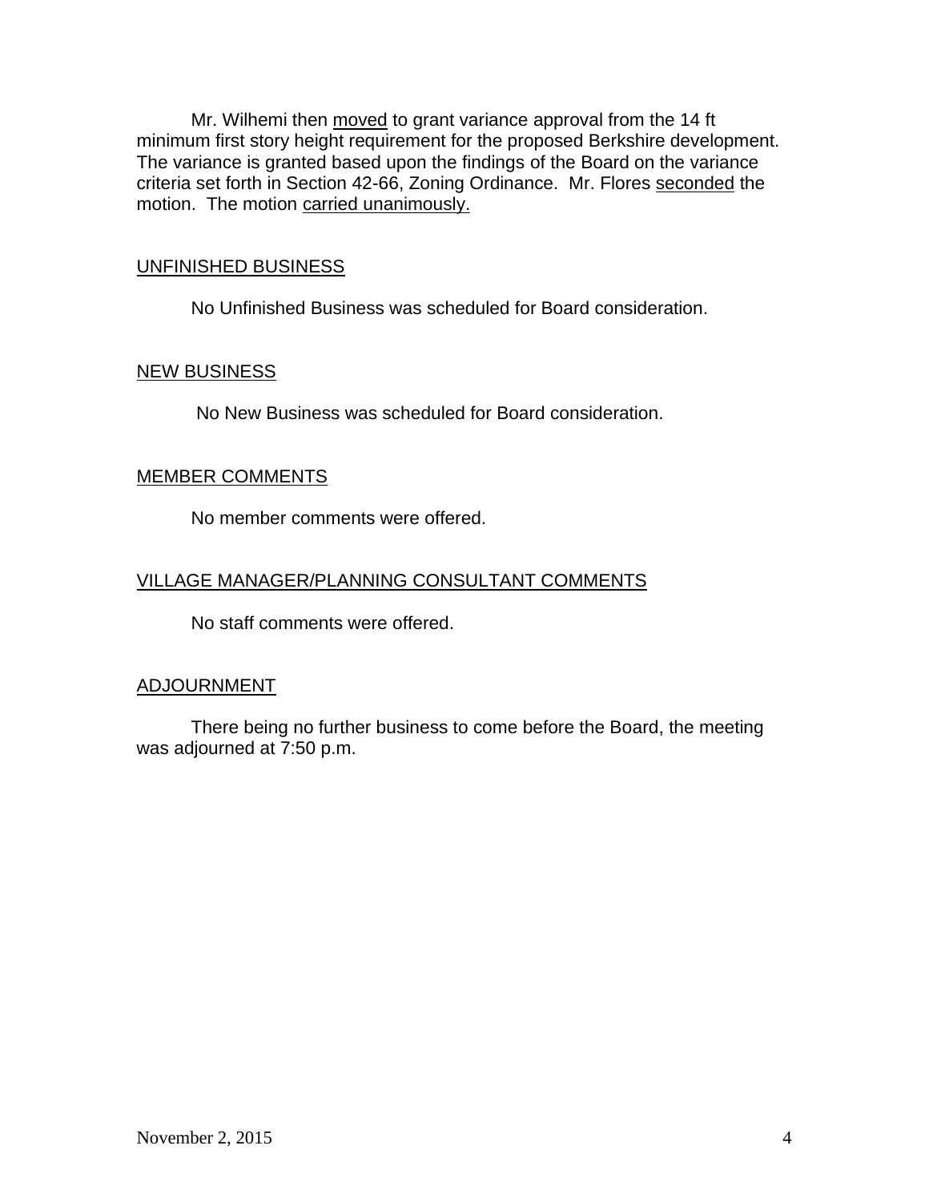Mr. Wilhemi then moved to grant variance approval from the 14 ft minimum first story height requirement for the proposed Berkshire development. The variance is granted based upon the findings of the Board on the variance criteria set forth in Section 42-66, Zoning Ordinance. Mr. Flores seconded the motion. The motion carried unanimously.

## UNFINISHED BUSINESS

No Unfinished Business was scheduled for Board consideration.

## NEW BUSINESS

No New Business was scheduled for Board consideration.

## MEMBER COMMENTS

No member comments were offered.

## VILLAGE MANAGER/PLANNING CONSULTANT COMMENTS

No staff comments were offered.

## ADJOURNMENT

There being no further business to come before the Board, the meeting was adjourned at 7:50 p.m.